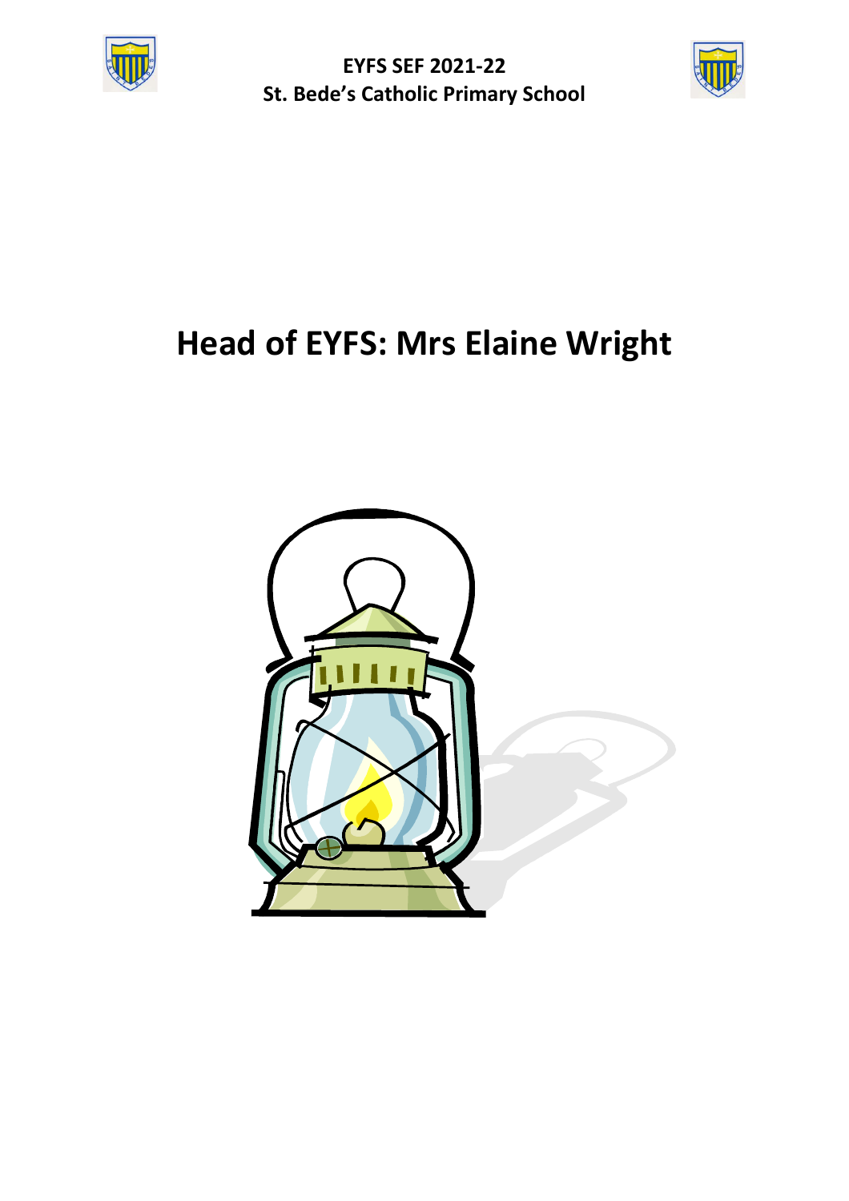**EYFS SEF 2021-22**
**St. Bede's Catholic Primary School**

# Head of EYFS: Mrs Elaine Wright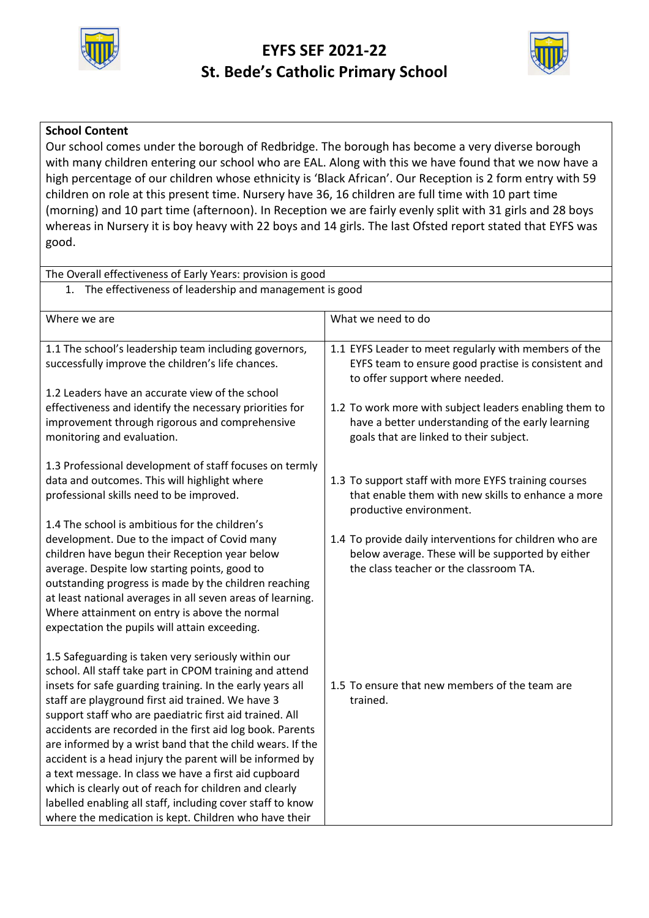# EYFS SEF 2021-22
# St. Bede's Catholic Primary School

**School Content**
Our school comes under the borough of Redbridge. The borough has become a very diverse borough with many children entering our school who are EAL. Along with this we have found that we now have a high percentage of our children whose ethnicity is 'Black African'. Our Reception is 2 form entry with 59 children on role at this present time. Nursery have 36, 16 children are full time with 10 part time (morning) and 10 part time (afternoon). In Reception we are fairly evenly split with 31 girls and 28 boys whereas in Nursery it is boy heavy with 22 boys and 14 girls. The last Ofsted report stated that EYFS was good.

The Overall effectiveness of Early Years: provision is good

1. The effectiveness of leadership and management is good

| Where we are | What we need to do |
|---|---|
| 1.1 The school's leadership team including governors, successfully improve the children's life chances. | 1.1 EYFS Leader to meet regularly with members of the EYFS team to ensure good practise is consistent and to offer support where needed. |
| 1.2 Leaders have an accurate view of the school effectiveness and identify the necessary priorities for improvement through rigorous and comprehensive monitoring and evaluation. | 1.2 To work more with subject leaders enabling them to have a better understanding of the early learning goals that are linked to their subject. |
| 1.3 Professional development of staff focuses on termly data and outcomes. This will highlight where professional skills need to be improved. | 1.3 To support staff with more EYFS training courses that enable them with new skills to enhance a more productive environment. |
| 1.4 The school is ambitious for the children's development. Due to the impact of Covid many children have begun their Reception year below average. Despite low starting points, good to outstanding progress is made by the children reaching at least national averages in all seven areas of learning. Where attainment on entry is above the normal expectation the pupils will attain exceeding. | 1.4 To provide daily interventions for children who are below average. These will be supported by either the class teacher or the classroom TA. |
| 1.5 Safeguarding is taken very seriously within our school. All staff take part in CPOM training and attend insets for safe guarding training. In the early years all staff are playground first aid trained. We have 3 support staff who are paediatric first aid trained. All accidents are recorded in the first aid log book. Parents are informed by a wrist band that the child wears. If the accident is a head injury the parent will be informed by a text message. In class we have a first aid cupboard which is clearly out of reach for children and clearly labelled enabling all staff, including cover staff to know where the medication is kept. Children who have their | 1.5 To ensure that new members of the team are trained. |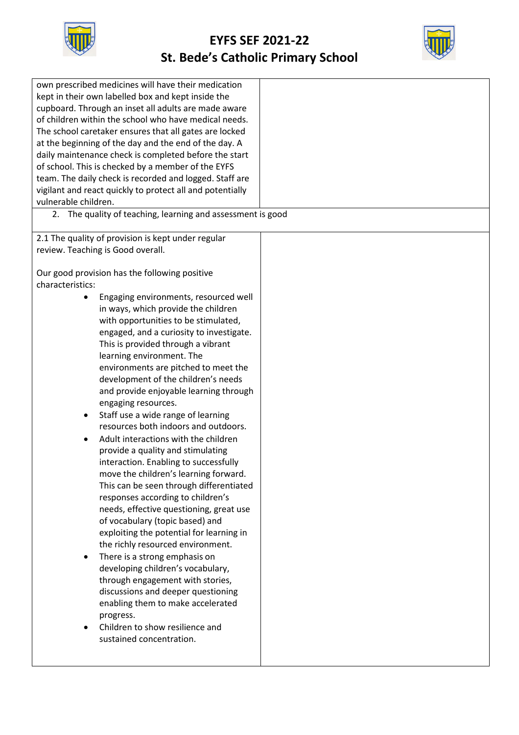| | |
|---|---|
| own prescribed medicines will have their medication kept in their own labelled box and kept inside the cupboard. Through an inset all adults are made aware of children within the school who have medical needs. The school caretaker ensures that all gates are locked at the beginning of the day and the end of the day. A daily maintenance check is completed before the start of school. This is checked by a member of the EYFS team. The daily check is recorded and logged. Staff are vigilant and react quickly to protect all and potentially vulnerable children. | |
| 2. The quality of teaching, learning and assessment is good | |
| 2.1 The quality of provision is kept under regular review. Teaching is Good overall.<br><br>Our good provision has the following positive characteristics:<br>• Engaging environments, resourced well in ways, which provide the children with opportunities to be stimulated, engaged, and a curiosity to investigate. This is provided through a vibrant learning environment. The environments are pitched to meet the development of the children's needs and provide enjoyable learning through engaging resources.<br>• Staff use a wide range of learning resources both indoors and outdoors.<br>• Adult interactions with the children provide a quality and stimulating interaction. Enabling to successfully move the children's learning forward. This can be seen through differentiated responses according to children's needs, effective questioning, great use of vocabulary (topic based) and exploiting the potential for learning in the richly resourced environment.<br>• There is a strong emphasis on developing children's vocabulary, through engagement with stories, discussions and deeper questioning enabling them to make accelerated progress.<br>• Children to show resilience and sustained concentration. | |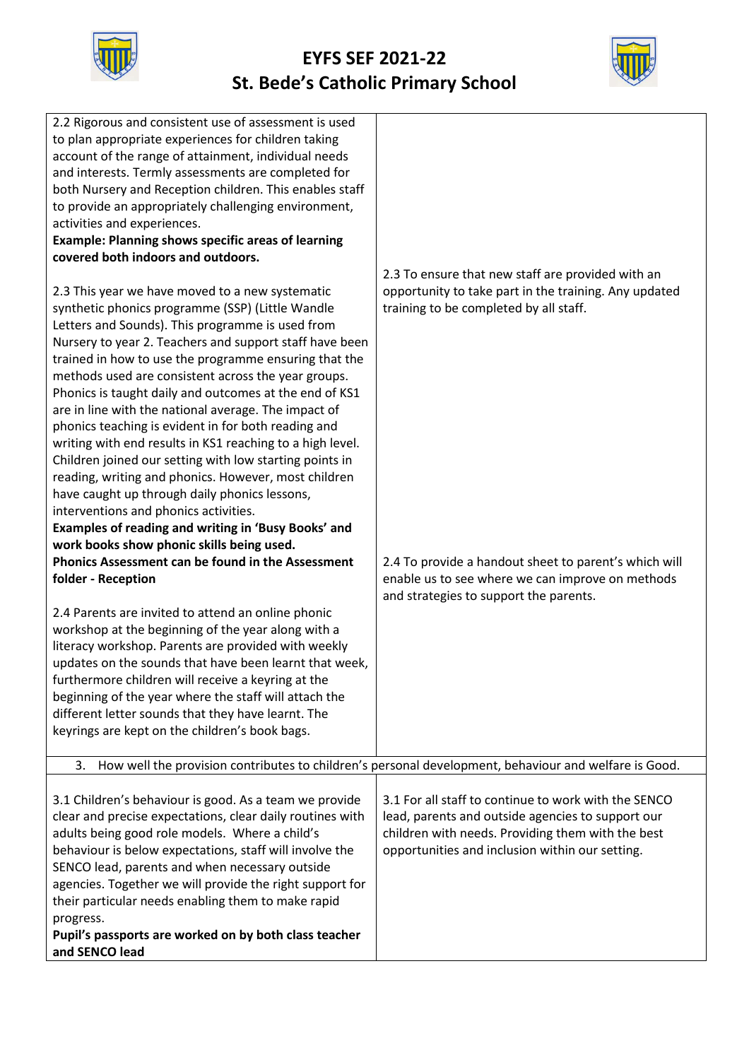# EYFS SEF 2021-22
# St. Bede's Catholic Primary School

| | |
|---|---|
| 2.2 Rigorous and consistent use of assessment is used to plan appropriate experiences for children taking account of the range of attainment, individual needs and interests. Termly assessments are completed for both Nursery and Reception children. This enables staff to provide an appropriately challenging environment, activities and experiences.<br>**Example: Planning shows specific areas of learning covered both indoors and outdoors.** | |
| 2.3 This year we have moved to a new systematic synthetic phonics programme (SSP) (Little Wandle Letters and Sounds). This programme is used from Nursery to year 2. Teachers and support staff have been trained in how to use the programme ensuring that the methods used are consistent across the year groups. Phonics is taught daily and outcomes at the end of KS1 are in line with the national average. The impact of phonics teaching is evident in for both reading and writing with end results in KS1 reaching to a high level. Children joined our setting with low starting points in reading, writing and phonics. However, most children have caught up through daily phonics lessons, interventions and phonics activities.<br>**Examples of reading and writing in 'Busy Books' and work books show phonic skills being used.**<br>**Phonics Assessment can be found in the Assessment folder - Reception** | 2.3 To ensure that new staff are provided with an opportunity to take part in the training. Any updated training to be completed by all staff. |
| 2.4 Parents are invited to attend an online phonic workshop at the beginning of the year along with a literacy workshop. Parents are provided with weekly updates on the sounds that have been learnt that week, furthermore children will receive a keyring at the beginning of the year where the staff will attach the different letter sounds that they have learnt. The keyrings are kept on the children's book bags. | 2.4 To provide a handout sheet to parent's which will enable us to see where we can improve on methods and strategies to support the parents. |
| 3. How well the provision contributes to children's personal development, behaviour and welfare is Good. | |
| 3.1 Children's behaviour is good. As a team we provide clear and precise expectations, clear daily routines with adults being good role models. Where a child's behaviour is below expectations, staff will involve the SENCO lead, parents and when necessary outside agencies. Together we will provide the right support for their particular needs enabling them to make rapid progress.<br>**Pupil's passports are worked on by both class teacher and SENCO lead** | 3.1 For all staff to continue to work with the SENCO lead, parents and outside agencies to support our children with needs. Providing them with the best opportunities and inclusion within our setting. |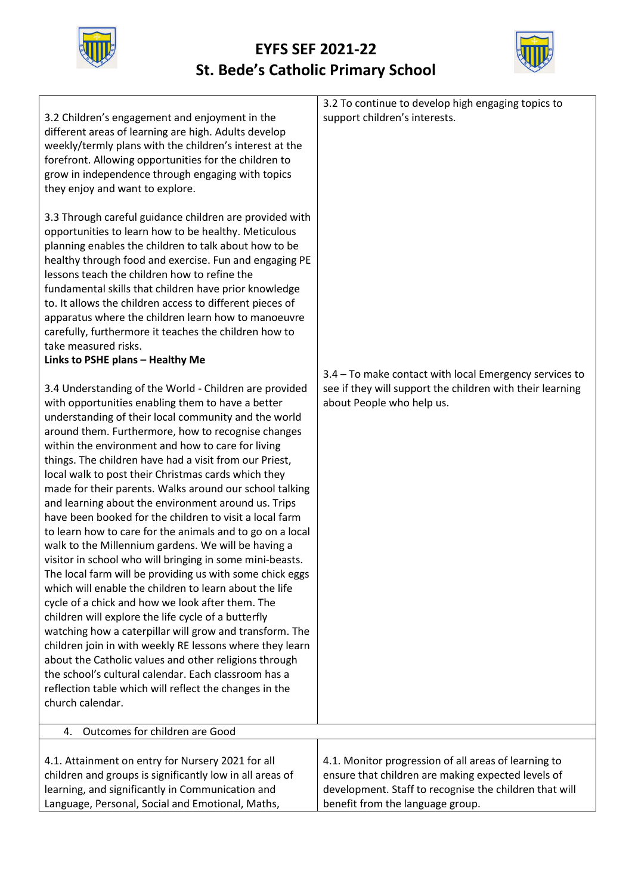# EYFS SEF 2021-22
# St. Bede's Catholic Primary School

| | |
|---|---|
| 3.2 Children's engagement and enjoyment in the different areas of learning are high. Adults develop weekly/termly plans with the children's interest at the forefront. Allowing opportunities for the children to grow in independence through engaging with topics they enjoy and want to explore.<br><br>3.3 Through careful guidance children are provided with opportunities to learn how to be healthy. Meticulous planning enables the children to talk about how to be healthy through food and exercise. Fun and engaging PE lessons teach the children how to refine the fundamental skills that children have prior knowledge to. It allows the children access to different pieces of apparatus where the children learn how to manoeuvre carefully, furthermore it teaches the children how to take measured risks.<br>**Links to PSHE plans – Healthy Me**<br><br>3.4 Understanding of the World - Children are provided with opportunities enabling them to have a better understanding of their local community and the world around them. Furthermore, how to recognise changes within the environment and how to care for living things. The children have had a visit from our Priest, local walk to post their Christmas cards which they made for their parents. Walks around our school talking and learning about the environment around us. Trips have been booked for the children to visit a local farm to learn how to care for the animals and to go on a local walk to the Millennium gardens. We will be having a visitor in school who will bringing in some mini-beasts. The local farm will be providing us with some chick eggs which will enable the children to learn about the life cycle of a chick and how we look after them. The children will explore the life cycle of a butterfly watching how a caterpillar will grow and transform. The children join in with weekly RE lessons where they learn about the Catholic values and other religions through the school's cultural calendar. Each classroom has a reflection table which will reflect the changes in the church calendar. | 3.2 To continue to develop high engaging topics to support children's interests.<br><br>3.4 – To make contact with local Emergency services to see if they will support the children with their learning about People who help us. |
| 4. Outcomes for children are Good | |
| 4.1. Attainment on entry for Nursery 2021 for all children and groups is significantly low in all areas of learning, and significantly in Communication and Language, Personal, Social and Emotional, Maths, | 4.1. Monitor progression of all areas of learning to ensure that children are making expected levels of development. Staff to recognise the children that will benefit from the language group. |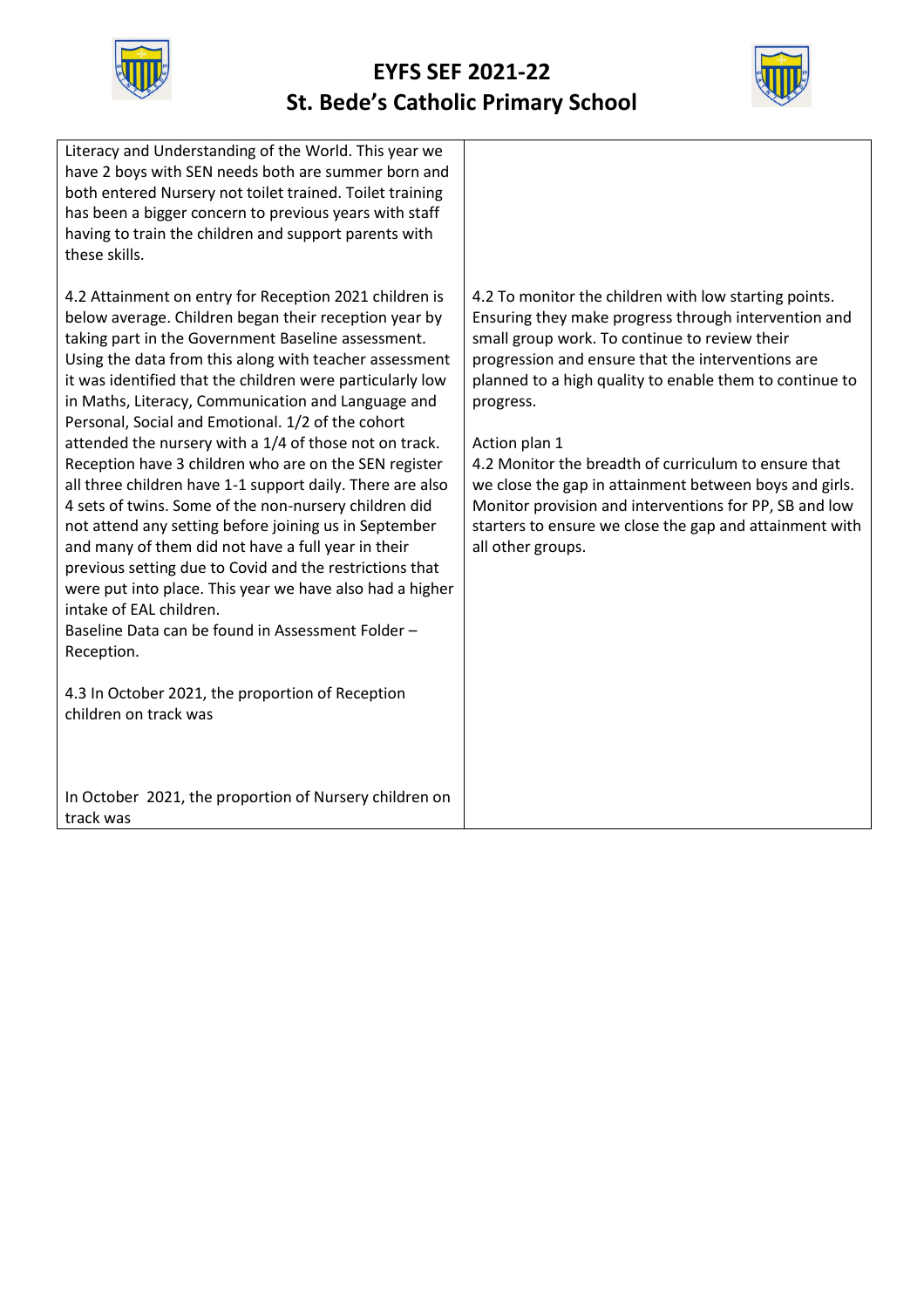| | |
|---|---|
| Literacy and Understanding of the World. This year we have 2 boys with SEN needs both are summer born and both entered Nursery not toilet trained. Toilet training has been a bigger concern to previous years with staff having to train the children and support parents with these skills. | |
| 4.2 Attainment on entry for Reception 2021 children is below average. Children began their reception year by taking part in the Government Baseline assessment. Using the data from this along with teacher assessment it was identified that the children were particularly low in Maths, Literacy, Communication and Language and Personal, Social and Emotional. 1/2 of the cohort attended the nursery with a 1/4 of those not on track. Reception have 3 children who are on the SEN register all three children have 1-1 support daily. There are also 4 sets of twins. Some of the non-nursery children did not attend any setting before joining us in September and many of them did not have a full year in their previous setting due to Covid and the restrictions that were put into place. This year we have also had a higher intake of EAL children.<br>Baseline Data can be found in Assessment Folder – Reception. | 4.2 To monitor the children with low starting points. Ensuring they make progress through intervention and small group work. To continue to review their progression and ensure that the interventions are planned to a high quality to enable them to continue to progress.<br><br>Action plan 1<br>4.2 Monitor the breadth of curriculum to ensure that we close the gap in attainment between boys and girls. Monitor provision and interventions for PP, SB and low starters to ensure we close the gap and attainment with all other groups. |
| 4.3 In October 2021, the proportion of Reception children on track was<br><br><br>In October 2021, the proportion of Nursery children on track was | |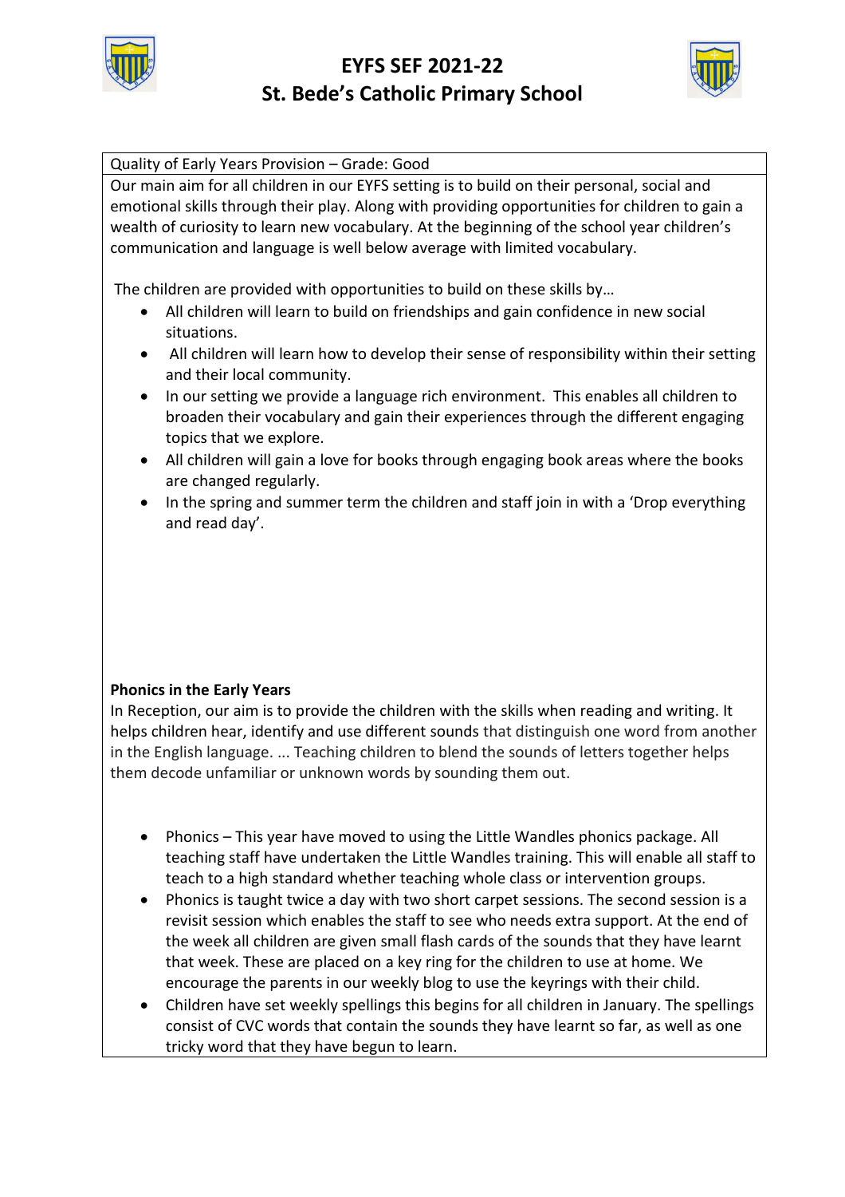# EYFS SEF 2021-22
# St. Bede's Catholic Primary School

Quality of Early Years Provision – Grade: Good

Our main aim for all children in our EYFS setting is to build on their personal, social and emotional skills through their play. Along with providing opportunities for children to gain a wealth of curiosity to learn new vocabulary. At the beginning of the school year children's communication and language is well below average with limited vocabulary.

The children are provided with opportunities to build on these skills by…

- All children will learn to build on friendships and gain confidence in new social situations.
- All children will learn how to develop their sense of responsibility within their setting and their local community.
- In our setting we provide a language rich environment. This enables all children to broaden their vocabulary and gain their experiences through the different engaging topics that we explore.
- All children will gain a love for books through engaging book areas where the books are changed regularly.
- In the spring and summer term the children and staff join in with a 'Drop everything and read day'.

**Phonics in the Early Years**

In Reception, our aim is to provide the children with the skills when reading and writing. It helps children hear, identify and use different sounds that distinguish one word from another in the English language. ... Teaching children to blend the sounds of letters together helps them decode unfamiliar or unknown words by sounding them out.

- Phonics – This year have moved to using the Little Wandles phonics package. All teaching staff have undertaken the Little Wandles training. This will enable all staff to teach to a high standard whether teaching whole class or intervention groups.
- Phonics is taught twice a day with two short carpet sessions. The second session is a revisit session which enables the staff to see who needs extra support. At the end of the week all children are given small flash cards of the sounds that they have learnt that week. These are placed on a key ring for the children to use at home. We encourage the parents in our weekly blog to use the keyrings with their child.
- Children have set weekly spellings this begins for all children in January. The spellings consist of CVC words that contain the sounds they have learnt so far, as well as one tricky word that they have begun to learn.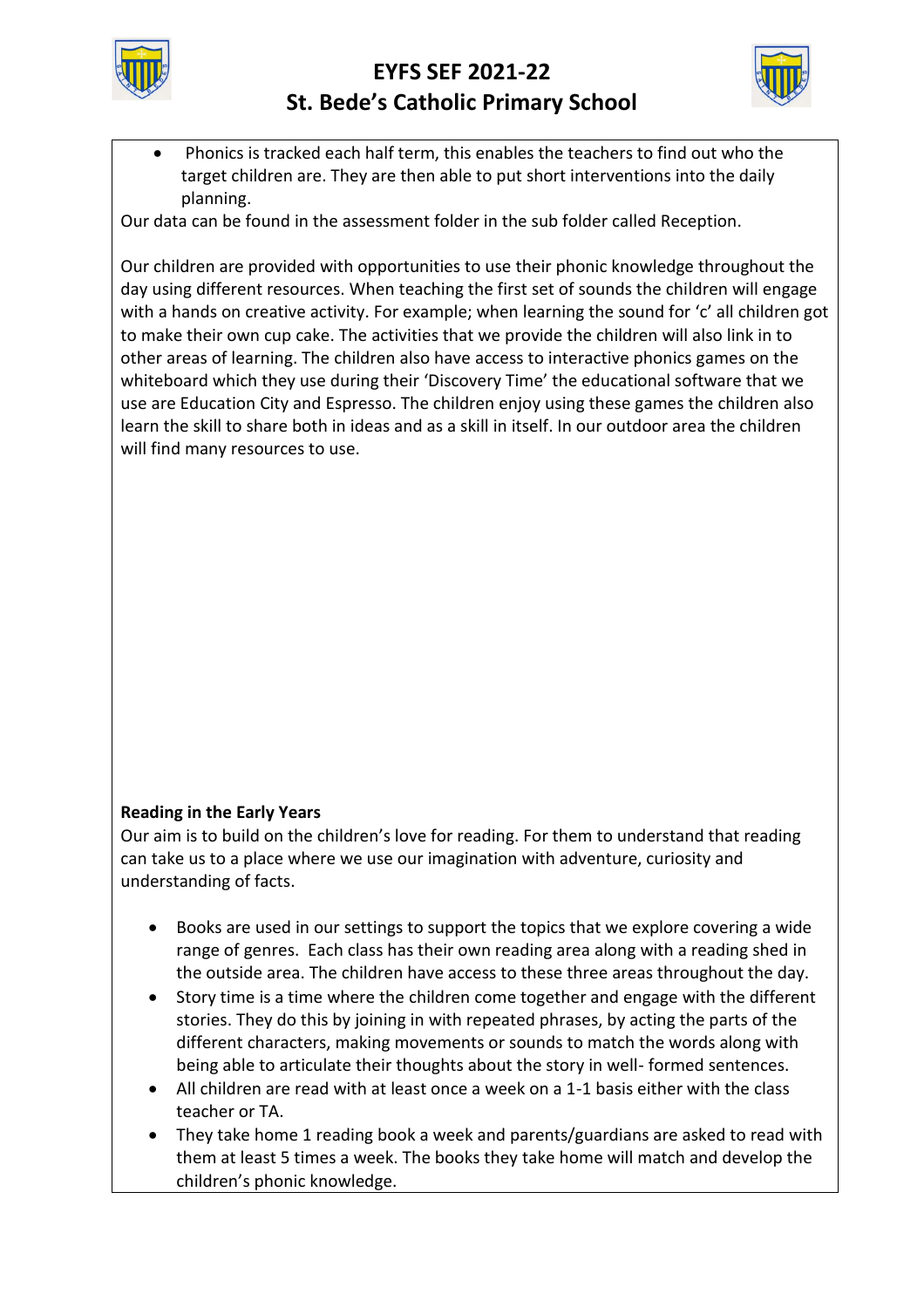- Phonics is tracked each half term, this enables the teachers to find out who the target children are. They are then able to put short interventions into the daily planning.

Our data can be found in the assessment folder in the sub folder called Reception.

Our children are provided with opportunities to use their phonic knowledge throughout the day using different resources. When teaching the first set of sounds the children will engage with a hands on creative activity. For example; when learning the sound for 'c' all children got to make their own cup cake. The activities that we provide the children will also link in to other areas of learning. The children also have access to interactive phonics games on the whiteboard which they use during their 'Discovery Time' the educational software that we use are Education City and Espresso. The children enjoy using these games the children also learn the skill to share both in ideas and as a skill in itself. In our outdoor area the children will find many resources to use.

**Reading in the Early Years**

Our aim is to build on the children's love for reading. For them to understand that reading can take us to a place where we use our imagination with adventure, curiosity and understanding of facts.

- Books are used in our settings to support the topics that we explore covering a wide range of genres. Each class has their own reading area along with a reading shed in the outside area. The children have access to these three areas throughout the day.
- Story time is a time where the children come together and engage with the different stories. They do this by joining in with repeated phrases, by acting the parts of the different characters, making movements or sounds to match the words along with being able to articulate their thoughts about the story in well- formed sentences.
- All children are read with at least once a week on a 1-1 basis either with the class teacher or TA.
- They take home 1 reading book a week and parents/guardians are asked to read with them at least 5 times a week. The books they take home will match and develop the children's phonic knowledge.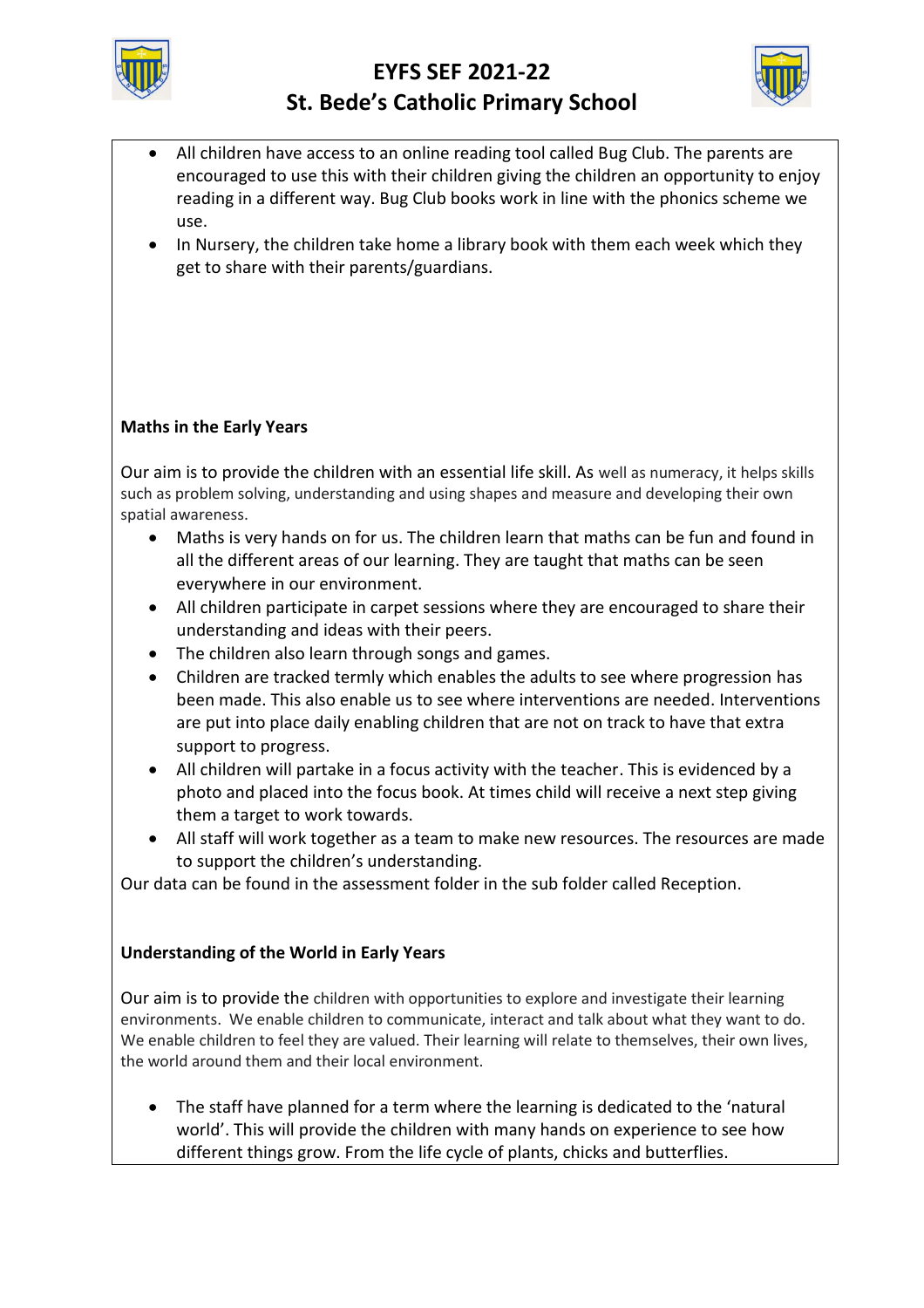- All children have access to an online reading tool called Bug Club. The parents are encouraged to use this with their children giving the children an opportunity to enjoy reading in a different way. Bug Club books work in line with the phonics scheme we use.
- In Nursery, the children take home a library book with them each week which they get to share with their parents/guardians.

**Maths in the Early Years**

Our aim is to provide the children with an essential life skill. As well as numeracy, it helps skills such as problem solving, understanding and using shapes and measure and developing their own spatial awareness.

- Maths is very hands on for us. The children learn that maths can be fun and found in all the different areas of our learning. They are taught that maths can be seen everywhere in our environment.
- All children participate in carpet sessions where they are encouraged to share their understanding and ideas with their peers.
- The children also learn through songs and games.
- Children are tracked termly which enables the adults to see where progression has been made. This also enable us to see where interventions are needed. Interventions are put into place daily enabling children that are not on track to have that extra support to progress.
- All children will partake in a focus activity with the teacher. This is evidenced by a photo and placed into the focus book. At times child will receive a next step giving them a target to work towards.
- All staff will work together as a team to make new resources. The resources are made to support the children's understanding.

Our data can be found in the assessment folder in the sub folder called Reception.

**Understanding of the World in Early Years**

Our aim is to provide the children with opportunities to explore and investigate their learning environments. We enable children to communicate, interact and talk about what they want to do. We enable children to feel they are valued. Their learning will relate to themselves, their own lives, the world around them and their local environment.

- The staff have planned for a term where the learning is dedicated to the 'natural world'. This will provide the children with many hands on experience to see how different things grow. From the life cycle of plants, chicks and butterflies.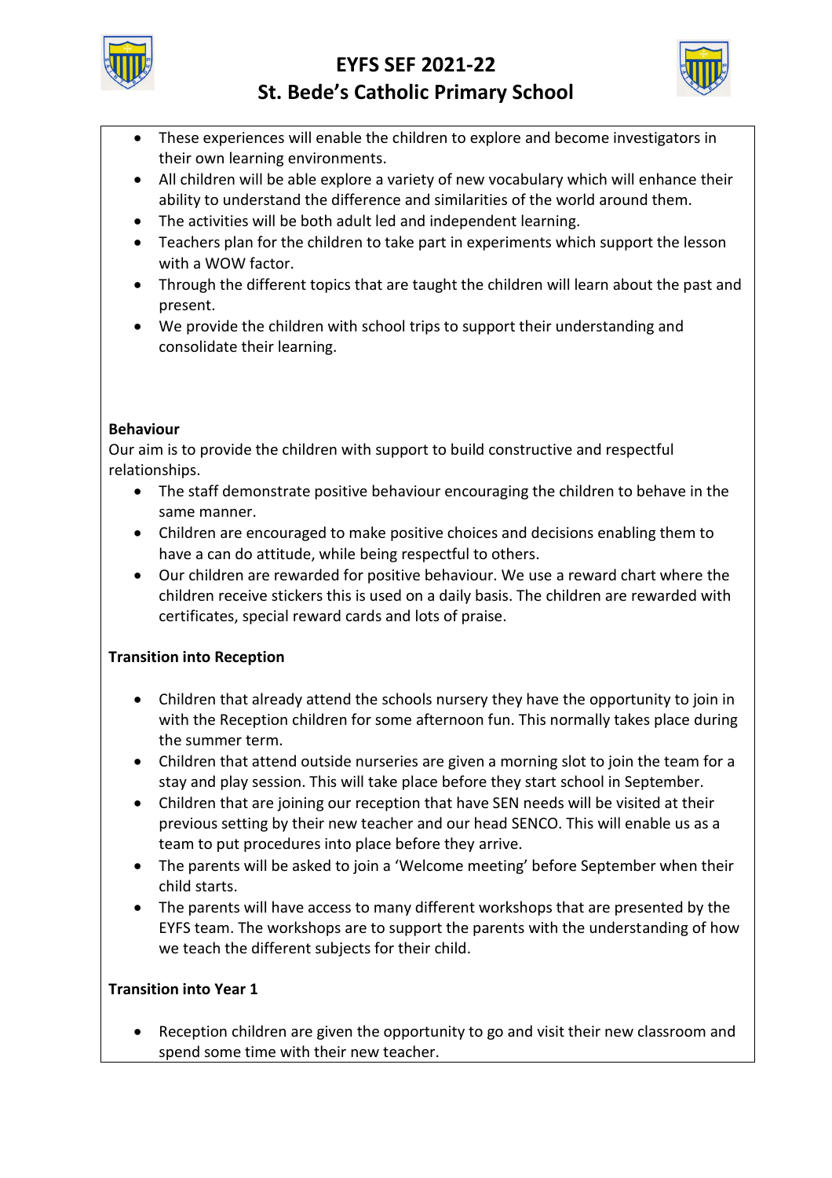- These experiences will enable the children to explore and become investigators in their own learning environments.
- All children will be able explore a variety of new vocabulary which will enhance their ability to understand the difference and similarities of the world around them.
- The activities will be both adult led and independent learning.
- Teachers plan for the children to take part in experiments which support the lesson with a WOW factor.
- Through the different topics that are taught the children will learn about the past and present.
- We provide the children with school trips to support their understanding and consolidate their learning.

**Behaviour**

Our aim is to provide the children with support to build constructive and respectful relationships.

- The staff demonstrate positive behaviour encouraging the children to behave in the same manner.
- Children are encouraged to make positive choices and decisions enabling them to have a can do attitude, while being respectful to others.
- Our children are rewarded for positive behaviour. We use a reward chart where the children receive stickers this is used on a daily basis. The children are rewarded with certificates, special reward cards and lots of praise.

**Transition into Reception**

- Children that already attend the schools nursery they have the opportunity to join in with the Reception children for some afternoon fun. This normally takes place during the summer term.
- Children that attend outside nurseries are given a morning slot to join the team for a stay and play session. This will take place before they start school in September.
- Children that are joining our reception that have SEN needs will be visited at their previous setting by their new teacher and our head SENCO. This will enable us as a team to put procedures into place before they arrive.
- The parents will be asked to join a 'Welcome meeting' before September when their child starts.
- The parents will have access to many different workshops that are presented by the EYFS team. The workshops are to support the parents with the understanding of how we teach the different subjects for their child.

**Transition into Year 1**

- Reception children are given the opportunity to go and visit their new classroom and spend some time with their new teacher.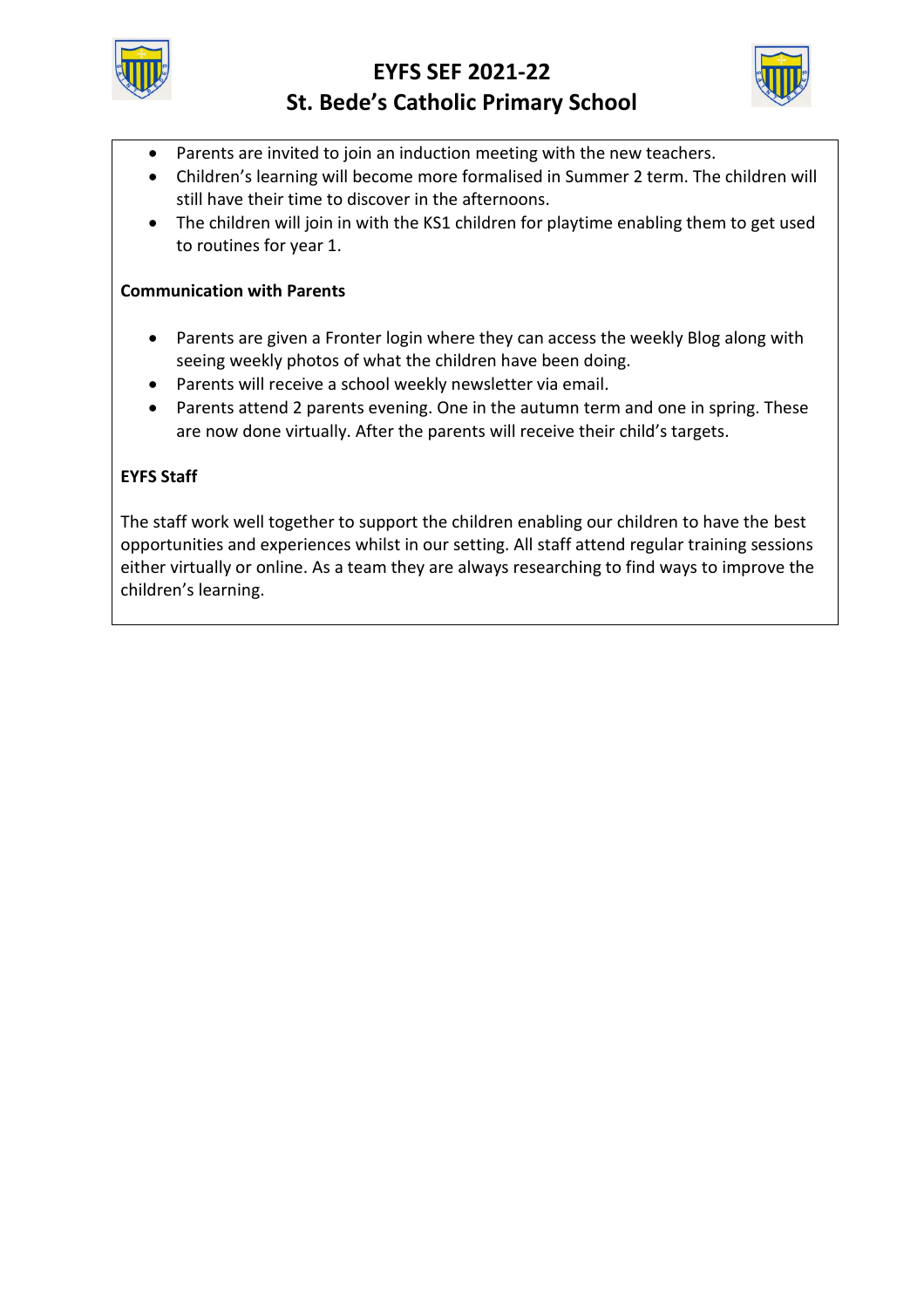- Parents are invited to join an induction meeting with the new teachers.
- Children's learning will become more formalised in Summer 2 term. The children will still have their time to discover in the afternoons.
- The children will join in with the KS1 children for playtime enabling them to get used to routines for year 1.

**Communication with Parents**

- Parents are given a Fronter login where they can access the weekly Blog along with seeing weekly photos of what the children have been doing.
- Parents will receive a school weekly newsletter via email.
- Parents attend 2 parents evening. One in the autumn term and one in spring. These are now done virtually. After the parents will receive their child's targets.

**EYFS Staff**

The staff work well together to support the children enabling our children to have the best opportunities and experiences whilst in our setting. All staff attend regular training sessions either virtually or online. As a team they are always researching to find ways to improve the children's learning.